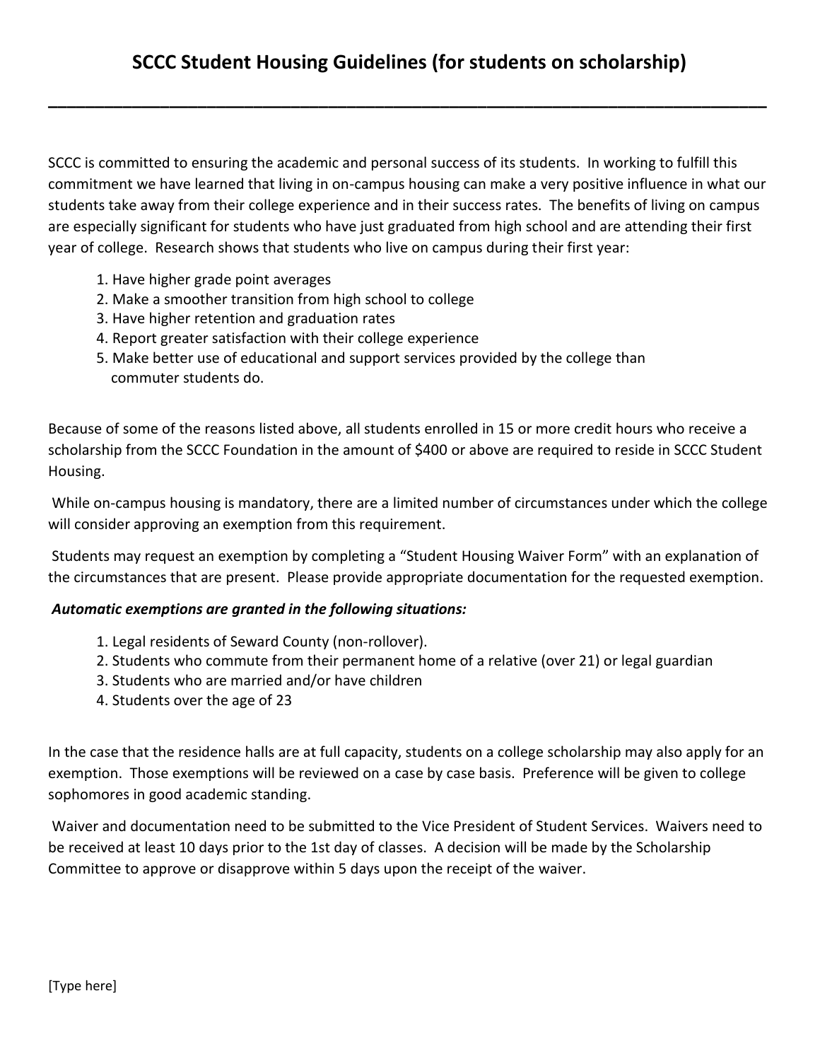# SCCC Student Housing Guidelines (for students on scholarship)

SCCC is committed to ensuring the academic and personal success of its students. In working to fulfill this commitment we have learned that living in on-campus housing can make a very positive influence in what our students take away from their college experience and in their success rates. The benefits of living on campus are especially significant for students who have just graduated from high school and are attending their first year of college. Research shows that students who live on campus during their first year:

1. Have higher grade point averages
2. Make a smoother transition from high school to college
3. Have higher retention and graduation rates
4. Report greater satisfaction with their college experience
5. Make better use of educational and support services provided by the college than commuter students do.

Because of some of the reasons listed above, all students enrolled in 15 or more credit hours who receive a scholarship from the SCCC Foundation in the amount of $400 or above are required to reside in SCCC Student Housing.

While on-campus housing is mandatory, there are a limited number of circumstances under which the college will consider approving an exemption from this requirement.

Students may request an exemption by completing a "Student Housing Waiver Form" with an explanation of the circumstances that are present. Please provide appropriate documentation for the requested exemption.

***Automatic exemptions are granted in the following situations:***

1. Legal residents of Seward County (non-rollover).
2. Students who commute from their permanent home of a relative (over 21) or legal guardian
3. Students who are married and/or have children
4. Students over the age of 23

In the case that the residence halls are at full capacity, students on a college scholarship may also apply for an exemption. Those exemptions will be reviewed on a case by case basis. Preference will be given to college sophomores in good academic standing.

Waiver and documentation need to be submitted to the Vice President of Student Services. Waivers need to be received at least 10 days prior to the 1st day of classes. A decision will be made by the Scholarship Committee to approve or disapprove within 5 days upon the receipt of the waiver.

[Type here]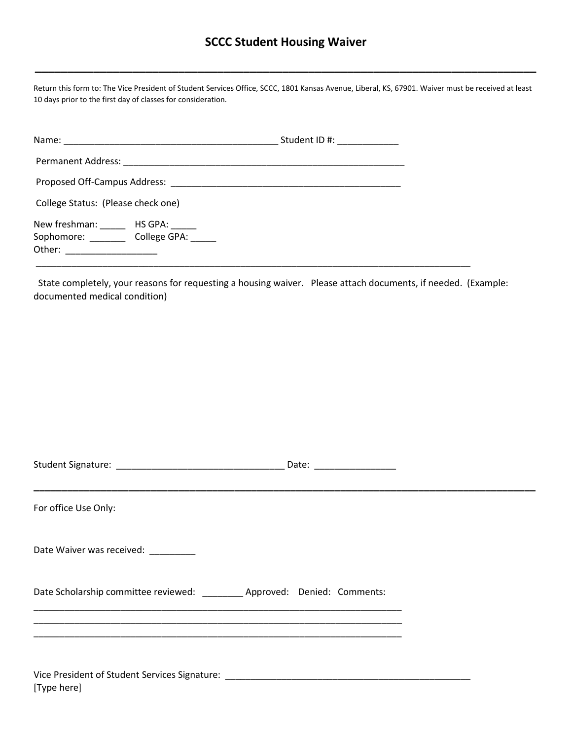# SCCC Student Housing Waiver

---

Return this form to: The Vice President of Student Services Office, SCCC, 1801 Kansas Avenue, Liberal, KS, 67901. Waiver must be received at least 10 days prior to the first day of classes for consideration.

Name: __________________________________________ Student ID #: ____________

Permanent Address: _________________________________________________________

Proposed Off-Campus Address: ______________________________________________

College Status: (Please check one)

New freshman: _____ HS GPA: _____
Sophomore: _______ College GPA: _____
Other: _________________

---

State completely, your reasons for requesting a housing waiver. Please attach documents, if needed. (Example: documented medical condition)

Student Signature: ________________________________ Date: ________________

---

For office Use Only:

Date Waiver was received: _________

Date Scholarship committee reviewed: ________ Approved: Denied: Comments:
___________________________________________________________________________
___________________________________________________________________________
___________________________________________________________________________

Vice President of Student Services Signature: __________________________________________________
[Type here]